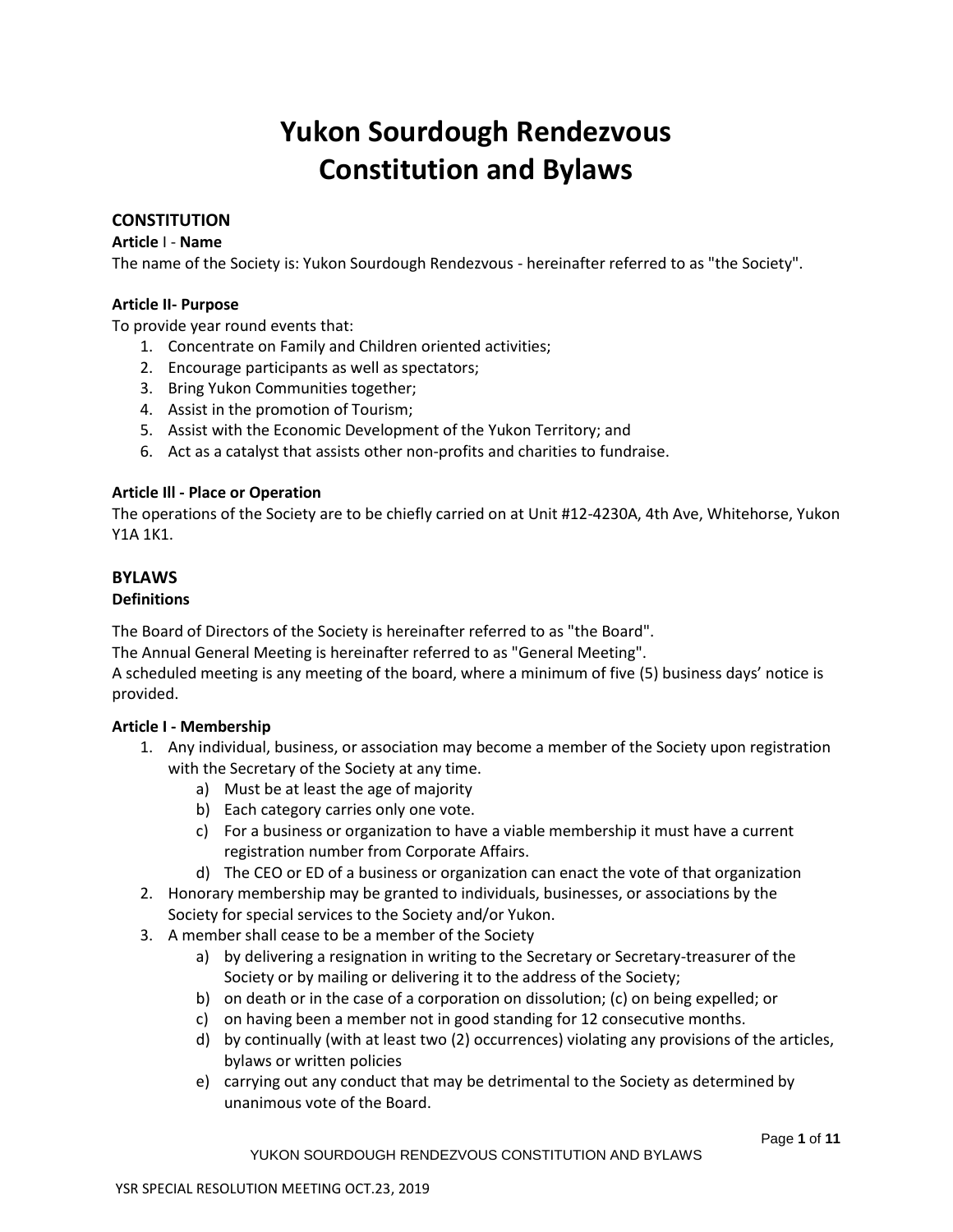# Yukon Sourdough Rendezvous Constitution and Bylaws

## CONSTITUTION

**Article I - Name**

The name of the Society is: Yukon Sourdough Rendezvous - hereinafter referred to as "the Society".

**Article II- Purpose**

To provide year round events that:

1. Concentrate on Family and Children oriented activities;
2. Encourage participants as well as spectators;
3. Bring Yukon Communities together;
4. Assist in the promotion of Tourism;
5. Assist with the Economic Development of the Yukon Territory; and
6. Act as a catalyst that assists other non-profits and charities to fundraise.

**Article Ill - Place or Operation**

The operations of the Society are to be chiefly carried on at Unit #12-4230A, 4th Ave, Whitehorse, Yukon Y1A 1K1.

## BYLAWS

**Definitions**

The Board of Directors of the Society is hereinafter referred to as "the Board".
The Annual General Meeting is hereinafter referred to as "General Meeting".
A scheduled meeting is any meeting of the board, where a minimum of five (5) business days' notice is provided.

**Article I - Membership**

1. Any individual, business, or association may become a member of the Society upon registration with the Secretary of the Society at any time.
    a) Must be at least the age of majority
    b) Each category carries only one vote.
    c) For a business or organization to have a viable membership it must have a current registration number from Corporate Affairs.
    d) The CEO or ED of a business or organization can enact the vote of that organization
2. Honorary membership may be granted to individuals, businesses, or associations by the Society for special services to the Society and/or Yukon.
3. A member shall cease to be a member of the Society
    a) by delivering a resignation in writing to the Secretary or Secretary-treasurer of the Society or by mailing or delivering it to the address of the Society;
    b) on death or in the case of a corporation on dissolution; (c) on being expelled; or
    c) on having been a member not in good standing for 12 consecutive months.
    d) by continually (with at least two (2) occurrences) violating any provisions of the articles, bylaws or written policies
    e) carrying out any conduct that may be detrimental to the Society as determined by unanimous vote of the Board.

YSR SPECIAL RESOLUTION MEETING OCT.23, 2019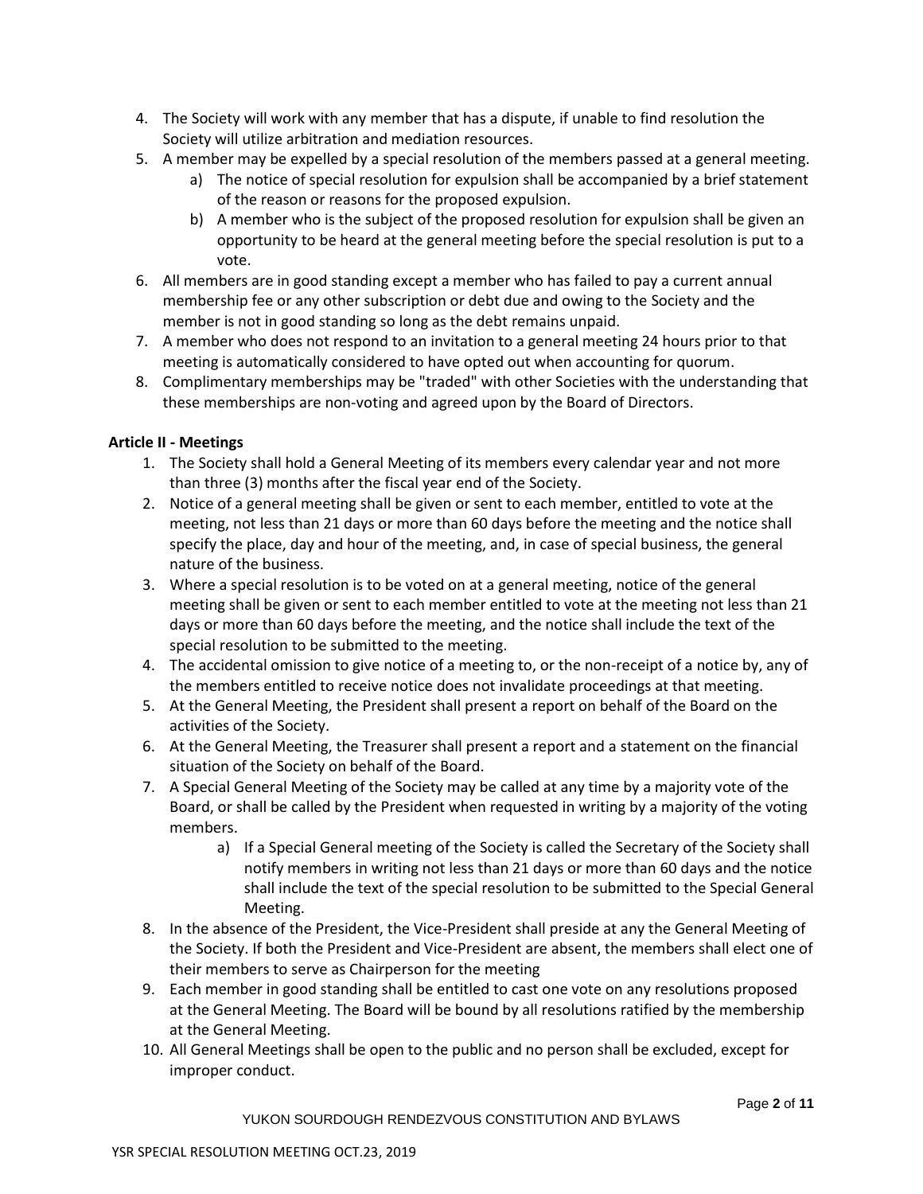4. The Society will work with any member that has a dispute, if unable to find resolution the Society will utilize arbitration and mediation resources.
5. A member may be expelled by a special resolution of the members passed at a general meeting.
   a) The notice of special resolution for expulsion shall be accompanied by a brief statement of the reason or reasons for the proposed expulsion.
   b) A member who is the subject of the proposed resolution for expulsion shall be given an opportunity to be heard at the general meeting before the special resolution is put to a vote.
6. All members are in good standing except a member who has failed to pay a current annual membership fee or any other subscription or debt due and owing to the Society and the member is not in good standing so long as the debt remains unpaid.
7. A member who does not respond to an invitation to a general meeting 24 hours prior to that meeting is automatically considered to have opted out when accounting for quorum.
8. Complimentary memberships may be "traded" with other Societies with the understanding that these memberships are non-voting and agreed upon by the Board of Directors.

**Article II - Meetings**

1. The Society shall hold a General Meeting of its members every calendar year and not more than three (3) months after the fiscal year end of the Society.
2. Notice of a general meeting shall be given or sent to each member, entitled to vote at the meeting, not less than 21 days or more than 60 days before the meeting and the notice shall specify the place, day and hour of the meeting, and, in case of special business, the general nature of the business.
3. Where a special resolution is to be voted on at a general meeting, notice of the general meeting shall be given or sent to each member entitled to vote at the meeting not less than 21 days or more than 60 days before the meeting, and the notice shall include the text of the special resolution to be submitted to the meeting.
4. The accidental omission to give notice of a meeting to, or the non-receipt of a notice by, any of the members entitled to receive notice does not invalidate proceedings at that meeting.
5. At the General Meeting, the President shall present a report on behalf of the Board on the activities of the Society.
6. At the General Meeting, the Treasurer shall present a report and a statement on the financial situation of the Society on behalf of the Board.
7. A Special General Meeting of the Society may be called at any time by a majority vote of the Board, or shall be called by the President when requested in writing by a majority of the voting members.
   a) If a Special General meeting of the Society is called the Secretary of the Society shall notify members in writing not less than 21 days or more than 60 days and the notice shall include the text of the special resolution to be submitted to the Special General Meeting.
8. In the absence of the President, the Vice-President shall preside at any the General Meeting of the Society. If both the President and Vice-President are absent, the members shall elect one of their members to serve as Chairperson for the meeting
9. Each member in good standing shall be entitled to cast one vote on any resolutions proposed at the General Meeting. The Board will be bound by all resolutions ratified by the membership at the General Meeting.
10. All General Meetings shall be open to the public and no person shall be excluded, except for improper conduct.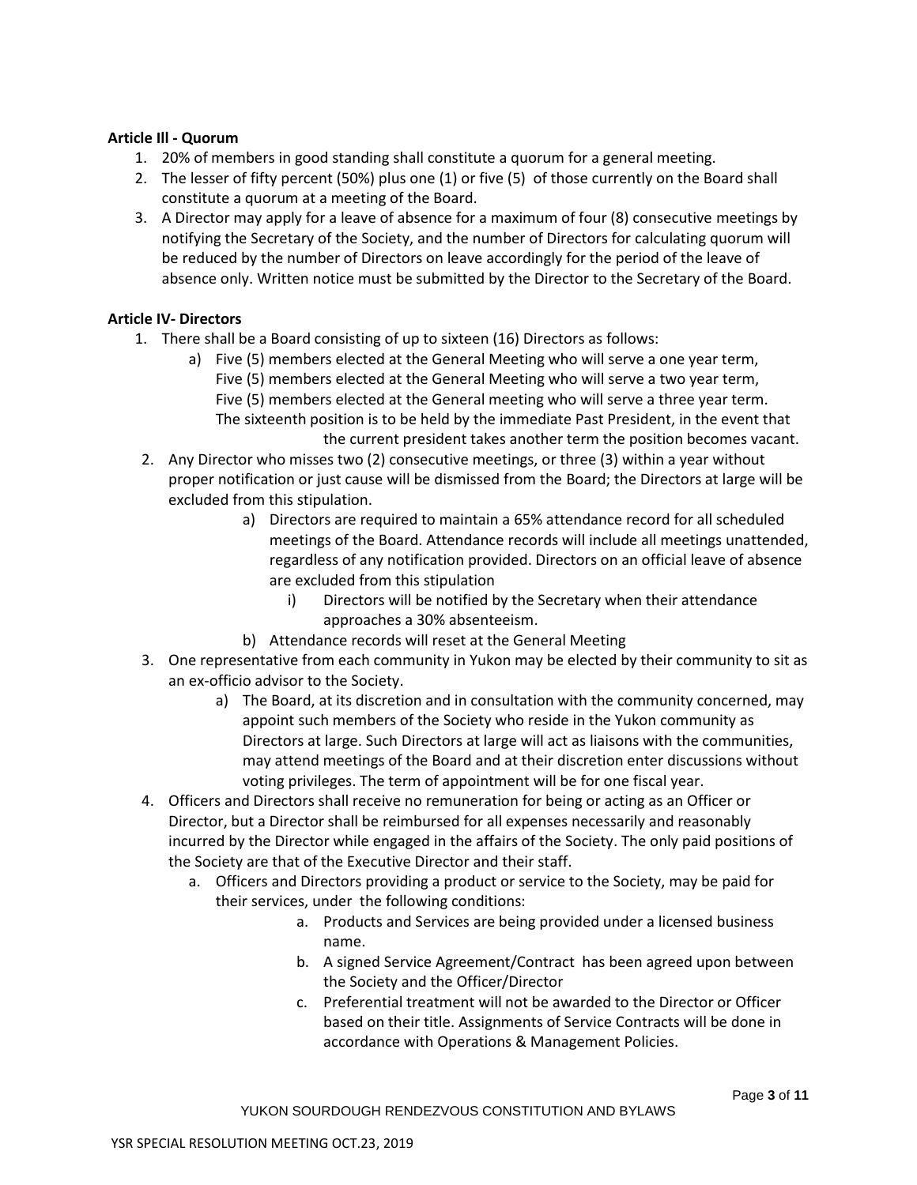**Article Ill - Quorum**

1. 20% of members in good standing shall constitute a quorum for a general meeting.
2. The lesser of fifty percent (50%) plus one (1) or five (5) of those currently on the Board shall constitute a quorum at a meeting of the Board.
3. A Director may apply for a leave of absence for a maximum of four (8) consecutive meetings by notifying the Secretary of the Society, and the number of Directors for calculating quorum will be reduced by the number of Directors on leave accordingly for the period of the leave of absence only. Written notice must be submitted by the Director to the Secretary of the Board.

**Article IV- Directors**

1. There shall be a Board consisting of up to sixteen (16) Directors as follows:
   a) Five (5) members elected at the General Meeting who will serve a one year term, Five (5) members elected at the General Meeting who will serve a two year term, Five (5) members elected at the General meeting who will serve a three year term. The sixteenth position is to be held by the immediate Past President, in the event that the current president takes another term the position becomes vacant.
2. Any Director who misses two (2) consecutive meetings, or three (3) within a year without proper notification or just cause will be dismissed from the Board; the Directors at large will be excluded from this stipulation.
   a) Directors are required to maintain a 65% attendance record for all scheduled meetings of the Board. Attendance records will include all meetings unattended, regardless of any notification provided. Directors on an official leave of absence are excluded from this stipulation
      i) Directors will be notified by the Secretary when their attendance approaches a 30% absenteeism.
   b) Attendance records will reset at the General Meeting
3. One representative from each community in Yukon may be elected by their community to sit as an ex-officio advisor to the Society.
   a) The Board, at its discretion and in consultation with the community concerned, may appoint such members of the Society who reside in the Yukon community as Directors at large. Such Directors at large will act as liaisons with the communities, may attend meetings of the Board and at their discretion enter discussions without voting privileges. The term of appointment will be for one fiscal year.
4. Officers and Directors shall receive no remuneration for being or acting as an Officer or Director, but a Director shall be reimbursed for all expenses necessarily and reasonably incurred by the Director while engaged in the affairs of the Society. The only paid positions of the Society are that of the Executive Director and their staff.
   a. Officers and Directors providing a product or service to the Society, may be paid for their services, under the following conditions:
      a. Products and Services are being provided under a licensed business name.
      b. A signed Service Agreement/Contract has been agreed upon between the Society and the Officer/Director
      c. Preferential treatment will not be awarded to the Director or Officer based on their title. Assignments of Service Contracts will be done in accordance with Operations & Management Policies.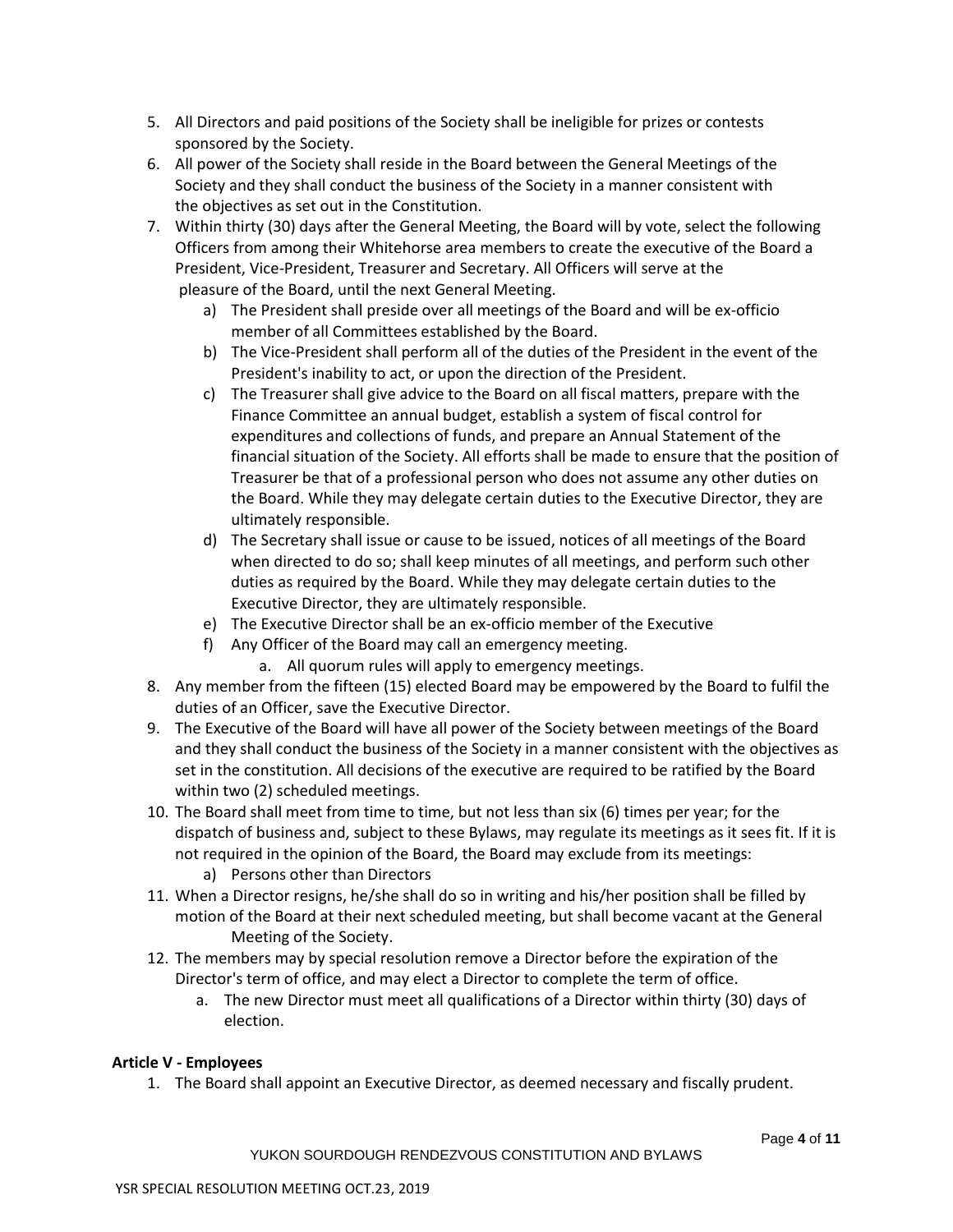5. All Directors and paid positions of the Society shall be ineligible for prizes or contests sponsored by the Society.
6. All power of the Society shall reside in the Board between the General Meetings of the Society and they shall conduct the business of the Society in a manner consistent with the objectives as set out in the Constitution.
7. Within thirty (30) days after the General Meeting, the Board will by vote, select the following Officers from among their Whitehorse area members to create the executive of the Board a President, Vice-President, Treasurer and Secretary. All Officers will serve at the pleasure of the Board, until the next General Meeting.
   a) The President shall preside over all meetings of the Board and will be ex-officio member of all Committees established by the Board.
   b) The Vice-President shall perform all of the duties of the President in the event of the President's inability to act, or upon the direction of the President.
   c) The Treasurer shall give advice to the Board on all fiscal matters, prepare with the Finance Committee an annual budget, establish a system of fiscal control for expenditures and collections of funds, and prepare an Annual Statement of the financial situation of the Society. All efforts shall be made to ensure that the position of Treasurer be that of a professional person who does not assume any other duties on the Board. While they may delegate certain duties to the Executive Director, they are ultimately responsible.
   d) The Secretary shall issue or cause to be issued, notices of all meetings of the Board when directed to do so; shall keep minutes of all meetings, and perform such other duties as required by the Board. While they may delegate certain duties to the Executive Director, they are ultimately responsible.
   e) The Executive Director shall be an ex-officio member of the Executive
   f) Any Officer of the Board may call an emergency meeting.
      a. All quorum rules will apply to emergency meetings.
8. Any member from the fifteen (15) elected Board may be empowered by the Board to fulfil the duties of an Officer, save the Executive Director.
9. The Executive of the Board will have all power of the Society between meetings of the Board and they shall conduct the business of the Society in a manner consistent with the objectives as set in the constitution. All decisions of the executive are required to be ratified by the Board within two (2) scheduled meetings.
10. The Board shall meet from time to time, but not less than six (6) times per year; for the dispatch of business and, subject to these Bylaws, may regulate its meetings as it sees fit. If it is not required in the opinion of the Board, the Board may exclude from its meetings:
    a) Persons other than Directors
11. When a Director resigns, he/she shall do so in writing and his/her position shall be filled by motion of the Board at their next scheduled meeting, but shall become vacant at the General Meeting of the Society.
12. The members may by special resolution remove a Director before the expiration of the Director's term of office, and may elect a Director to complete the term of office.
    a. The new Director must meet all qualifications of a Director within thirty (30) days of election.

**Article V - Employees**

1. The Board shall appoint an Executive Director, as deemed necessary and fiscally prudent.

YSR SPECIAL RESOLUTION MEETING OCT.23, 2019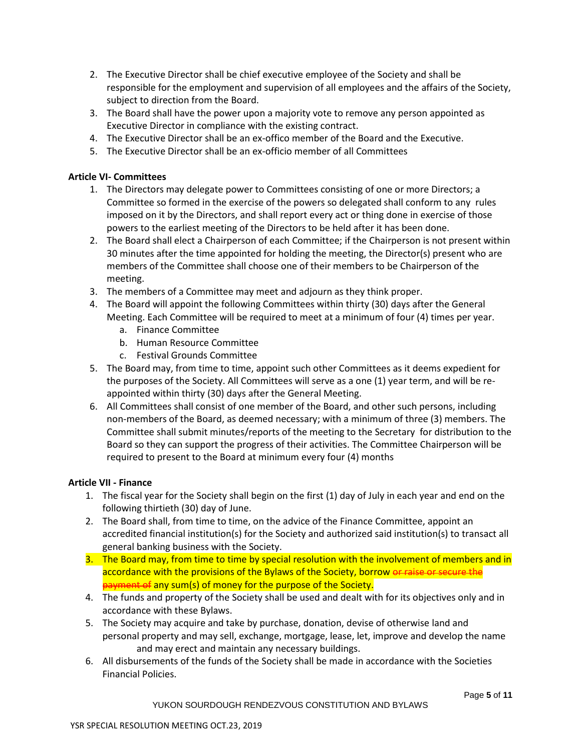2. The Executive Director shall be chief executive employee of the Society and shall be responsible for the employment and supervision of all employees and the affairs of the Society, subject to direction from the Board.
3. The Board shall have the power upon a majority vote to remove any person appointed as Executive Director in compliance with the existing contract.
4. The Executive Director shall be an ex-offico member of the Board and the Executive.
5. The Executive Director shall be an ex-officio member of all Committees

**Article VI- Committees**

1. The Directors may delegate power to Committees consisting of one or more Directors; a Committee so formed in the exercise of the powers so delegated shall conform to any rules imposed on it by the Directors, and shall report every act or thing done in exercise of those powers to the earliest meeting of the Directors to be held after it has been done.
2. The Board shall elect a Chairperson of each Committee; if the Chairperson is not present within 30 minutes after the time appointed for holding the meeting, the Director(s) present who are members of the Committee shall choose one of their members to be Chairperson of the meeting.
3. The members of a Committee may meet and adjourn as they think proper.
4. The Board will appoint the following Committees within thirty (30) days after the General Meeting. Each Committee will be required to meet at a minimum of four (4) times per year.
   a. Finance Committee
   b. Human Resource Committee
   c. Festival Grounds Committee
5. The Board may, from time to time, appoint such other Committees as it deems expedient for the purposes of the Society. All Committees will serve as a one (1) year term, and will be re-appointed within thirty (30) days after the General Meeting.
6. All Committees shall consist of one member of the Board, and other such persons, including non-members of the Board, as deemed necessary; with a minimum of three (3) members. The Committee shall submit minutes/reports of the meeting to the Secretary for distribution to the Board so they can support the progress of their activities. The Committee Chairperson will be required to present to the Board at minimum every four (4) months

**Article VII - Finance**

1. The fiscal year for the Society shall begin on the first (1) day of July in each year and end on the following thirtieth (30) day of June.
2. The Board shall, from time to time, on the advice of the Finance Committee, appoint an accredited financial institution(s) for the Society and authorized said institution(s) to transact all general banking business with the Society.
3. The Board may, from time to time by special resolution with the involvement of members and in accordance with the provisions of the Bylaws of the Society, borrow ~~or raise or secure the payment of~~ any sum(s) of money for the purpose of the Society.
4. The funds and property of the Society shall be used and dealt with for its objectives only and in accordance with these Bylaws.
5. The Society may acquire and take by purchase, donation, devise of otherwise land and personal property and may sell, exchange, mortgage, lease, let, improve and develop the name and may erect and maintain any necessary buildings.
6. All disbursements of the funds of the Society shall be made in accordance with the Societies Financial Policies.

YSR SPECIAL RESOLUTION MEETING OCT.23, 2019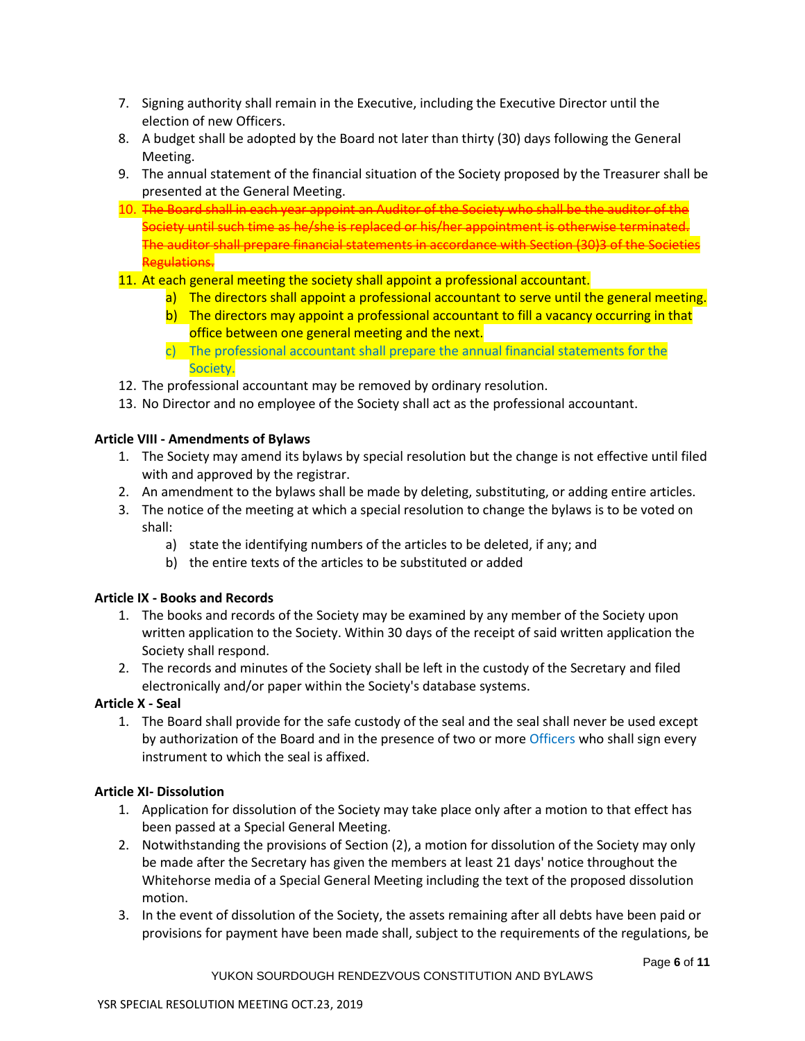7. Signing authority shall remain in the Executive, including the Executive Director until the election of new Officers.
8. A budget shall be adopted by the Board not later than thirty (30) days following the General Meeting.
9. The annual statement of the financial situation of the Society proposed by the Treasurer shall be presented at the General Meeting.
10. ~~The Board shall in each year appoint an Auditor of the Society who shall be the auditor of the Society until such time as he/she is replaced or his/her appointment is otherwise terminated. The auditor shall prepare financial statements in accordance with Section (30)3 of the Societies Regulations.~~
11. At each general meeting the society shall appoint a professional accountant.
    a) The directors shall appoint a professional accountant to serve until the general meeting.
    b) The directors may appoint a professional accountant to fill a vacancy occurring in that office between one general meeting and the next.
    c) The professional accountant shall prepare the annual financial statements for the Society.
12. The professional accountant may be removed by ordinary resolution.
13. No Director and no employee of the Society shall act as the professional accountant.

**Article VIII - Amendments of Bylaws**

1. The Society may amend its bylaws by special resolution but the change is not effective until filed with and approved by the registrar.
2. An amendment to the bylaws shall be made by deleting, substituting, or adding entire articles.
3. The notice of the meeting at which a special resolution to change the bylaws is to be voted on shall:
    a) state the identifying numbers of the articles to be deleted, if any; and
    b) the entire texts of the articles to be substituted or added

**Article IX - Books and Records**

1. The books and records of the Society may be examined by any member of the Society upon written application to the Society. Within 30 days of the receipt of said written application the Society shall respond.
2. The records and minutes of the Society shall be left in the custody of the Secretary and filed electronically and/or paper within the Society's database systems.

**Article X - Seal**

1. The Board shall provide for the safe custody of the seal and the seal shall never be used except by authorization of the Board and in the presence of two or more Officers who shall sign every instrument to which the seal is affixed.

**Article XI- Dissolution**

1. Application for dissolution of the Society may take place only after a motion to that effect has been passed at a Special General Meeting.
2. Notwithstanding the provisions of Section (2), a motion for dissolution of the Society may only be made after the Secretary has given the members at least 21 days' notice throughout the Whitehorse media of a Special General Meeting including the text of the proposed dissolution motion.
3. In the event of dissolution of the Society, the assets remaining after all debts have been paid or provisions for payment have been made shall, subject to the requirements of the regulations, be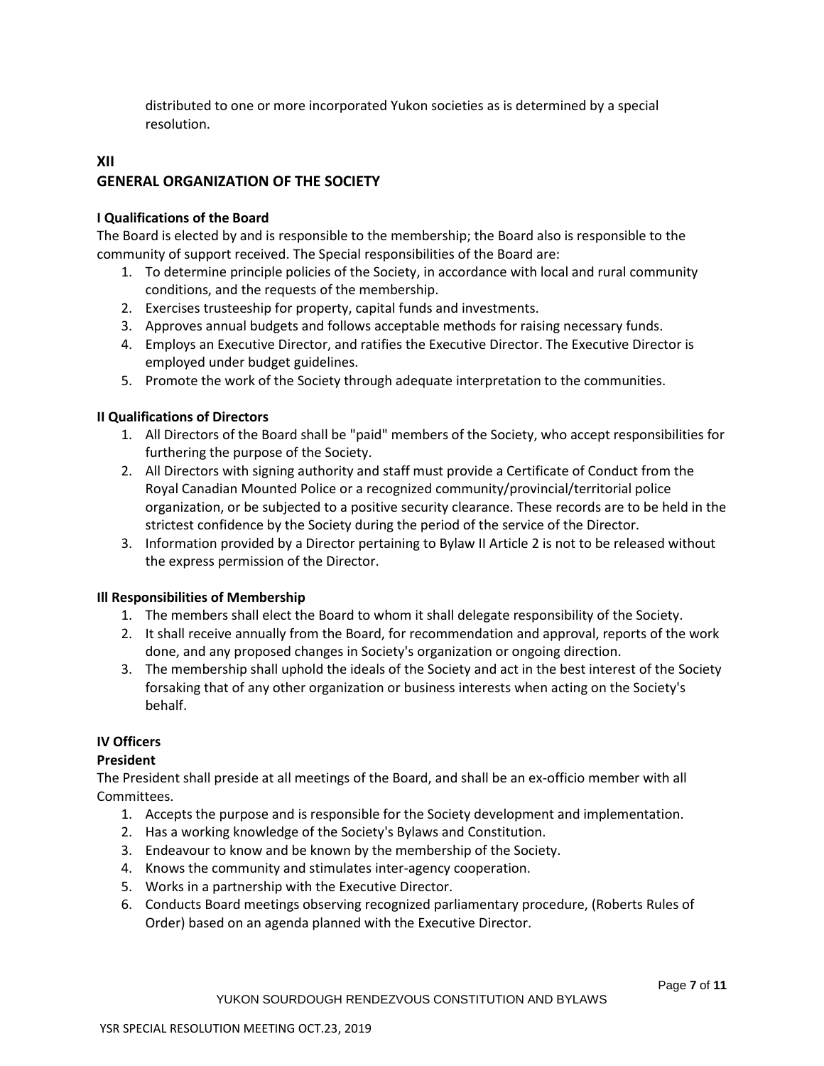distributed to one or more incorporated Yukon societies as is determined by a special resolution.

## XII
## GENERAL ORGANIZATION OF THE SOCIETY

### I Qualifications of the Board

The Board is elected by and is responsible to the membership; the Board also is responsible to the community of support received. The Special responsibilities of the Board are:

1. To determine principle policies of the Society, in accordance with local and rural community conditions, and the requests of the membership.
2. Exercises trusteeship for property, capital funds and investments.
3. Approves annual budgets and follows acceptable methods for raising necessary funds.
4. Employs an Executive Director, and ratifies the Executive Director. The Executive Director is employed under budget guidelines.
5. Promote the work of the Society through adequate interpretation to the communities.

### II Qualifications of Directors

1. All Directors of the Board shall be "paid" members of the Society, who accept responsibilities for furthering the purpose of the Society.
2. All Directors with signing authority and staff must provide a Certificate of Conduct from the Royal Canadian Mounted Police or a recognized community/provincial/territorial police organization, or be subjected to a positive security clearance. These records are to be held in the strictest confidence by the Society during the period of the service of the Director.
3. Information provided by a Director pertaining to Bylaw II Article 2 is not to be released without the express permission of the Director.

### Ill Responsibilities of Membership

1. The members shall elect the Board to whom it shall delegate responsibility of the Society.
2. It shall receive annually from the Board, for recommendation and approval, reports of the work done, and any proposed changes in Society's organization or ongoing direction.
3. The membership shall uphold the ideals of the Society and act in the best interest of the Society forsaking that of any other organization or business interests when acting on the Society's behalf.

### IV Officers

**President**

The President shall preside at all meetings of the Board, and shall be an ex-officio member with all Committees.

1. Accepts the purpose and is responsible for the Society development and implementation.
2. Has a working knowledge of the Society's Bylaws and Constitution.
3. Endeavour to know and be known by the membership of the Society.
4. Knows the community and stimulates inter-agency cooperation.
5. Works in a partnership with the Executive Director.
6. Conducts Board meetings observing recognized parliamentary procedure, (Roberts Rules of Order) based on an agenda planned with the Executive Director.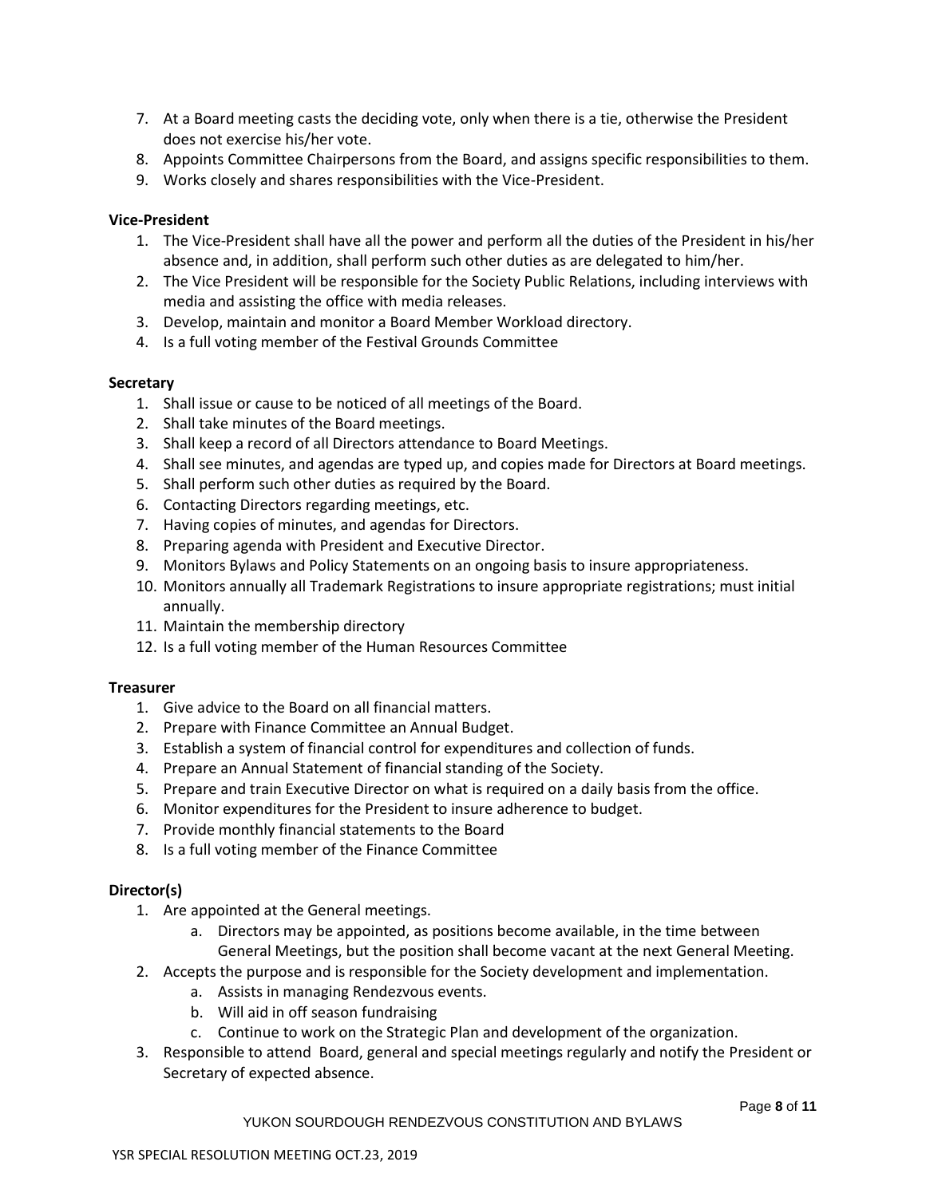7. At a Board meeting casts the deciding vote, only when there is a tie, otherwise the President does not exercise his/her vote.
8. Appoints Committee Chairpersons from the Board, and assigns specific responsibilities to them.
9. Works closely and shares responsibilities with the Vice-President.

**Vice-President**

1. The Vice-President shall have all the power and perform all the duties of the President in his/her absence and, in addition, shall perform such other duties as are delegated to him/her.
2. The Vice President will be responsible for the Society Public Relations, including interviews with media and assisting the office with media releases.
3. Develop, maintain and monitor a Board Member Workload directory.
4. Is a full voting member of the Festival Grounds Committee

**Secretary**

1. Shall issue or cause to be noticed of all meetings of the Board.
2. Shall take minutes of the Board meetings.
3. Shall keep a record of all Directors attendance to Board Meetings.
4. Shall see minutes, and agendas are typed up, and copies made for Directors at Board meetings.
5. Shall perform such other duties as required by the Board.
6. Contacting Directors regarding meetings, etc.
7. Having copies of minutes, and agendas for Directors.
8. Preparing agenda with President and Executive Director.
9. Monitors Bylaws and Policy Statements on an ongoing basis to insure appropriateness.
10. Monitors annually all Trademark Registrations to insure appropriate registrations; must initial annually.
11. Maintain the membership directory
12. Is a full voting member of the Human Resources Committee

**Treasurer**

1. Give advice to the Board on all financial matters.
2. Prepare with Finance Committee an Annual Budget.
3. Establish a system of financial control for expenditures and collection of funds.
4. Prepare an Annual Statement of financial standing of the Society.
5. Prepare and train Executive Director on what is required on a daily basis from the office.
6. Monitor expenditures for the President to insure adherence to budget.
7. Provide monthly financial statements to the Board
8. Is a full voting member of the Finance Committee

**Director(s)**

1. Are appointed at the General meetings.
   a. Directors may be appointed, as positions become available, in the time between General Meetings, but the position shall become vacant at the next General Meeting.
2. Accepts the purpose and is responsible for the Society development and implementation.
   a. Assists in managing Rendezvous events.
   b. Will aid in off season fundraising
   c. Continue to work on the Strategic Plan and development of the organization.
3. Responsible to attend Board, general and special meetings regularly and notify the President or Secretary of expected absence.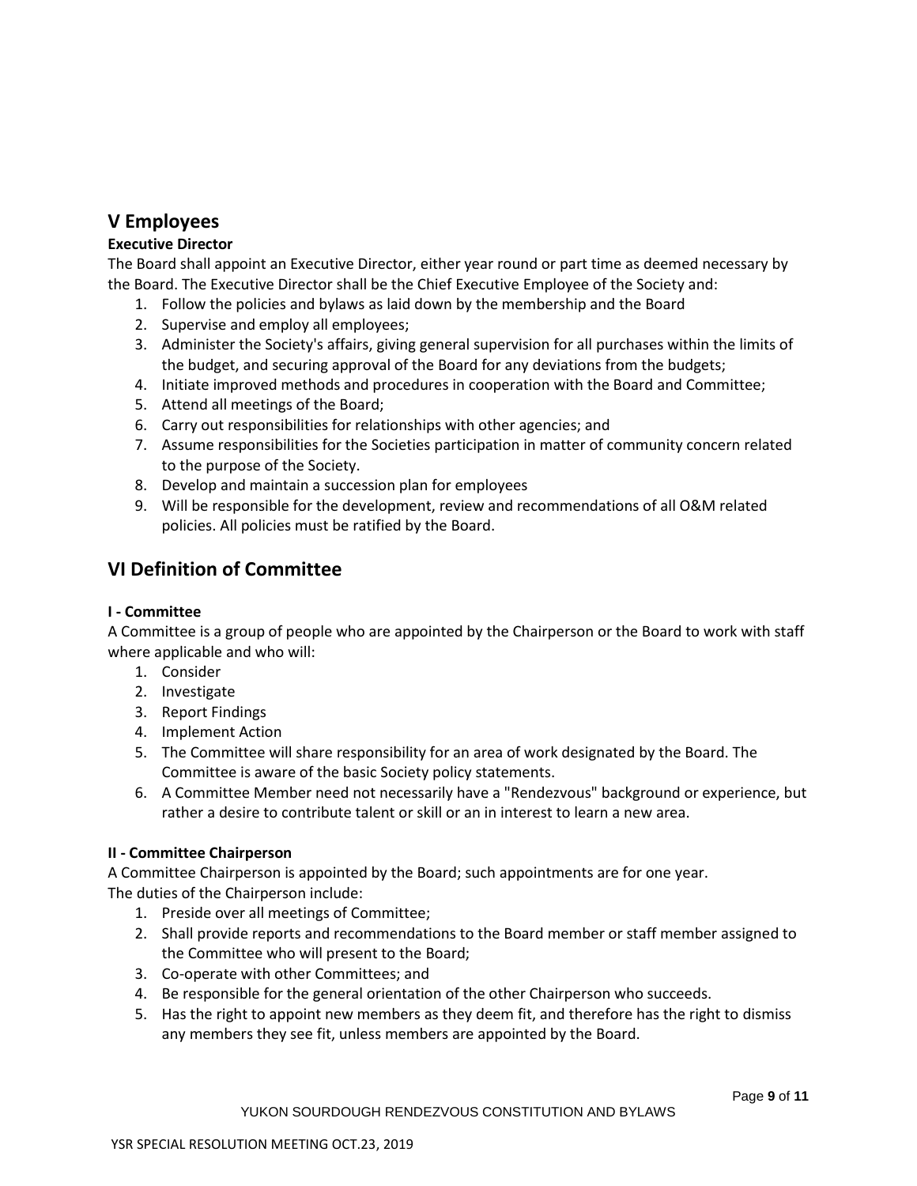## V Employees

**Executive Director**

The Board shall appoint an Executive Director, either year round or part time as deemed necessary by the Board. The Executive Director shall be the Chief Executive Employee of the Society and:

1. Follow the policies and bylaws as laid down by the membership and the Board
2. Supervise and employ all employees;
3. Administer the Society's affairs, giving general supervision for all purchases within the limits of the budget, and securing approval of the Board for any deviations from the budgets;
4. Initiate improved methods and procedures in cooperation with the Board and Committee;
5. Attend all meetings of the Board;
6. Carry out responsibilities for relationships with other agencies; and
7. Assume responsibilities for the Societies participation in matter of community concern related to the purpose of the Society.
8. Develop and maintain a succession plan for employees
9. Will be responsible for the development, review and recommendations of all O&M related policies. All policies must be ratified by the Board.

## VI Definition of Committee

**I - Committee**

A Committee is a group of people who are appointed by the Chairperson or the Board to work with staff where applicable and who will:

1. Consider
2. Investigate
3. Report Findings
4. Implement Action
5. The Committee will share responsibility for an area of work designated by the Board. The Committee is aware of the basic Society policy statements.
6. A Committee Member need not necessarily have a "Rendezvous" background or experience, but rather a desire to contribute talent or skill or an in interest to learn a new area.

**II - Committee Chairperson**

A Committee Chairperson is appointed by the Board; such appointments are for one year.
The duties of the Chairperson include:

1. Preside over all meetings of Committee;
2. Shall provide reports and recommendations to the Board member or staff member assigned to the Committee who will present to the Board;
3. Co-operate with other Committees; and
4. Be responsible for the general orientation of the other Chairperson who succeeds.
5. Has the right to appoint new members as they deem fit, and therefore has the right to dismiss any members they see fit, unless members are appointed by the Board.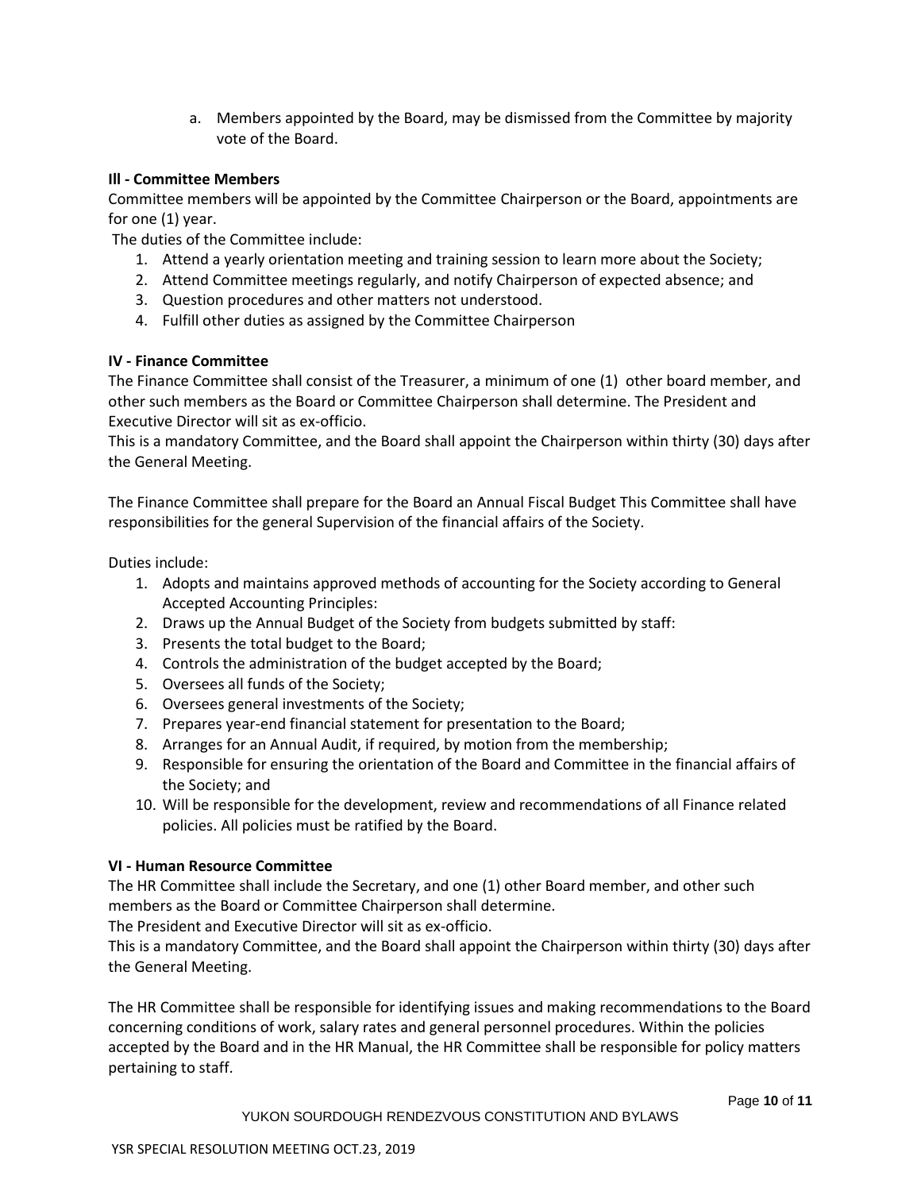a. Members appointed by the Board, may be dismissed from the Committee by majority vote of the Board.

**Ill - Committee Members**

Committee members will be appointed by the Committee Chairperson or the Board, appointments are for one (1) year.

The duties of the Committee include:

1. Attend a yearly orientation meeting and training session to learn more about the Society;
2. Attend Committee meetings regularly, and notify Chairperson of expected absence; and
3. Question procedures and other matters not understood.
4. Fulfill other duties as assigned by the Committee Chairperson

**IV - Finance Committee**

The Finance Committee shall consist of the Treasurer, a minimum of one (1) other board member, and other such members as the Board or Committee Chairperson shall determine. The President and Executive Director will sit as ex-officio.

This is a mandatory Committee, and the Board shall appoint the Chairperson within thirty (30) days after the General Meeting.

The Finance Committee shall prepare for the Board an Annual Fiscal Budget This Committee shall have responsibilities for the general Supervision of the financial affairs of the Society.

Duties include:

1. Adopts and maintains approved methods of accounting for the Society according to General Accepted Accounting Principles:
2. Draws up the Annual Budget of the Society from budgets submitted by staff:
3. Presents the total budget to the Board;
4. Controls the administration of the budget accepted by the Board;
5. Oversees all funds of the Society;
6. Oversees general investments of the Society;
7. Prepares year-end financial statement for presentation to the Board;
8. Arranges for an Annual Audit, if required, by motion from the membership;
9. Responsible for ensuring the orientation of the Board and Committee in the financial affairs of the Society; and
10. Will be responsible for the development, review and recommendations of all Finance related policies. All policies must be ratified by the Board.

**VI - Human Resource Committee**

The HR Committee shall include the Secretary, and one (1) other Board member, and other such members as the Board or Committee Chairperson shall determine.

The President and Executive Director will sit as ex-officio.

This is a mandatory Committee, and the Board shall appoint the Chairperson within thirty (30) days after the General Meeting.

The HR Committee shall be responsible for identifying issues and making recommendations to the Board concerning conditions of work, salary rates and general personnel procedures. Within the policies accepted by the Board and in the HR Manual, the HR Committee shall be responsible for policy matters pertaining to staff.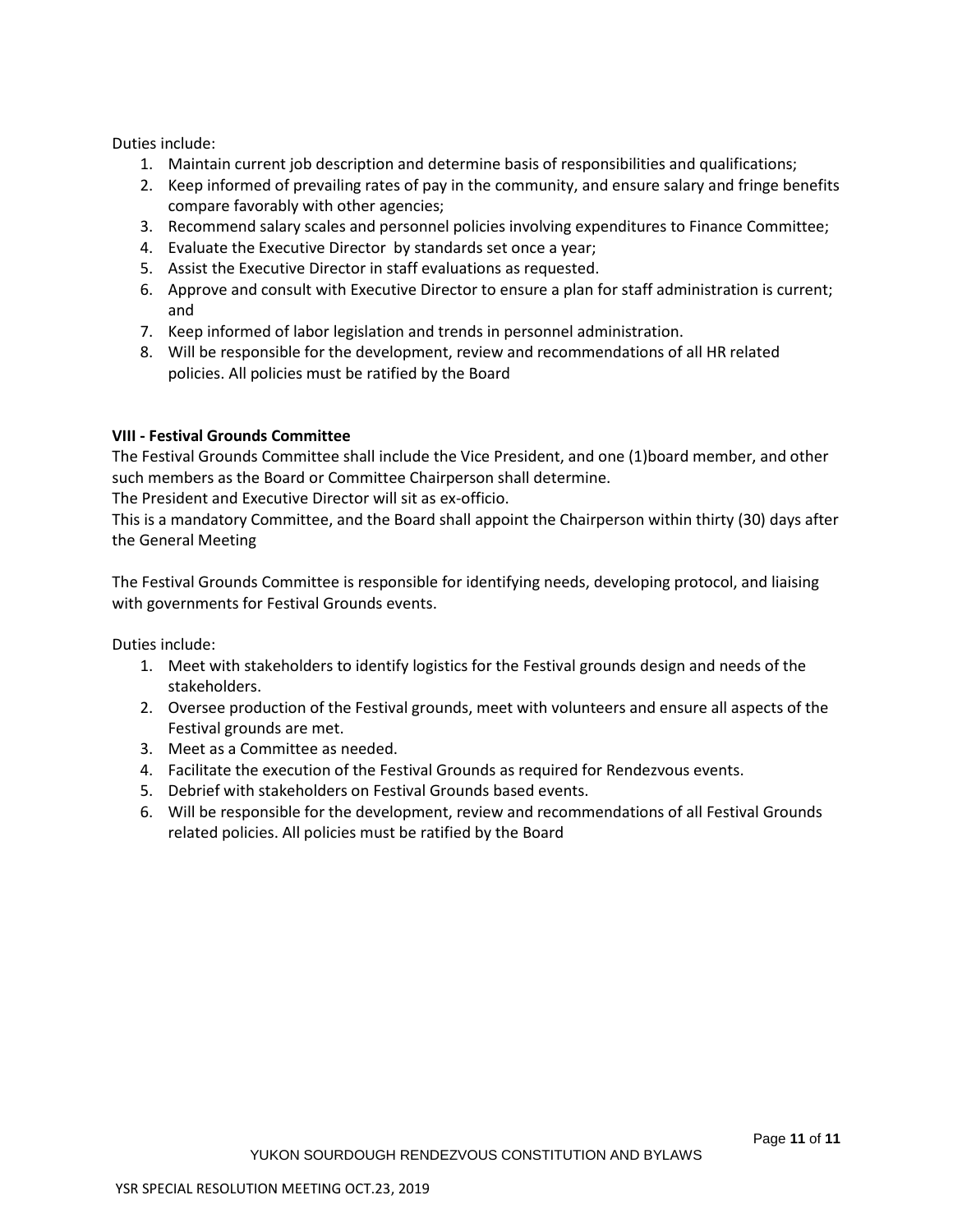Duties include:

1. Maintain current job description and determine basis of responsibilities and qualifications;
2. Keep informed of prevailing rates of pay in the community, and ensure salary and fringe benefits compare favorably with other agencies;
3. Recommend salary scales and personnel policies involving expenditures to Finance Committee;
4. Evaluate the Executive Director by standards set once a year;
5. Assist the Executive Director in staff evaluations as requested.
6. Approve and consult with Executive Director to ensure a plan for staff administration is current; and
7. Keep informed of labor legislation and trends in personnel administration.
8. Will be responsible for the development, review and recommendations of all HR related policies. All policies must be ratified by the Board

**VIII - Festival Grounds Committee**

The Festival Grounds Committee shall include the Vice President, and one (1)board member, and other such members as the Board or Committee Chairperson shall determine.
The President and Executive Director will sit as ex-officio.
This is a mandatory Committee, and the Board shall appoint the Chairperson within thirty (30) days after the General Meeting

The Festival Grounds Committee is responsible for identifying needs, developing protocol, and liaising with governments for Festival Grounds events.

Duties include:

1. Meet with stakeholders to identify logistics for the Festival grounds design and needs of the stakeholders.
2. Oversee production of the Festival grounds, meet with volunteers and ensure all aspects of the Festival grounds are met.
3. Meet as a Committee as needed.
4. Facilitate the execution of the Festival Grounds as required for Rendezvous events.
5. Debrief with stakeholders on Festival Grounds based events.
6. Will be responsible for the development, review and recommendations of all Festival Grounds related policies. All policies must be ratified by the Board